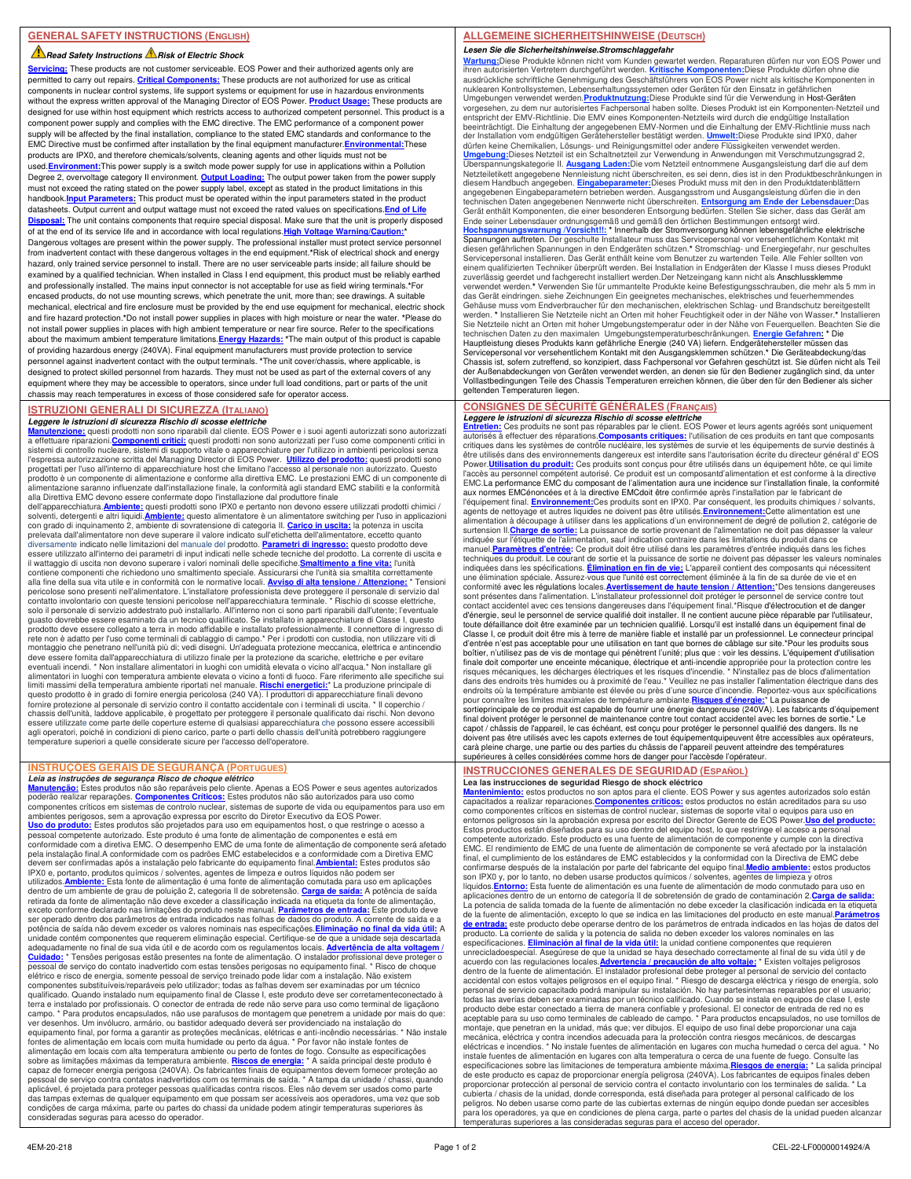## GENERAL SAFETY INSTRUCTIONS (ENGLISH)

***Read Safety Instructions*** ***Risk of Electric Shock***

**Servicing:** These products are not customer serviceable. EOS Power and their authorized agents only are permitted to carry out repairs. **Critical Components:** These products are not authorized for use as critical components in nuclear control systems, life support systems or equipment for use in hazardous environments without the express written approval of the Managing Director of EOS Power. **Product Usage:** These products are designed for use within host equipment which restricts access to authorized competent personnel. This product is a component power supply and complies with the EMC directive. The EMC performance of a component power supply will be affected by the final installation, compliance to the stated EMC standards and conformance to the EMC Directive must be confirmed after installation by the final equipment manufacturer. **Environmental:** These products are IPX0, and therefore chemicals/solvents, cleaning agents and other liquids must not be used. **Environment:** This power supply is a switch mode power supply for use in applications within a Pollution Degree 2, overvoltage category II environment. **Output Loading:** The output power taken from the power supply must not exceed the rating stated on the power supply label, except as stated in the product limitations in this handbook. **Input Parameters:** This product must be operated within the input parameters stated in the product datasheets. Output current and output wattage must not exceed the rated values on specifications. **End of Life Disposal:** The unit contains components that require special disposal. Make sure that the unit is properly disposed of at the end of its service life and in accordance with local regulations. **High Voltage Warning/Caution:** * Dangerous voltages are present within the power supply. The professional installer must protect service personnel from inadvertent contact with these dangerous voltages in the end equipment. * Risk of electrical shock and energy hazard, only trained service personnel to install. There are no user serviceable parts inside; all failure should be examined by a qualified technician. When installed in Class I end equipment, this product must be reliably earthed and professionally installed. The mains input connector is not acceptable for use as field wiring terminals. * For encased products, do not use mounting screws, which penetrate the unit, more than; see drawings. A suitable mechanical, electrical and fire enclosure must be provided by the end use equipment for mechanical, electric shock and fire hazard protection. * Do not install power supplies in places with high moisture or near the water. * Please do not install power supplies in places with high ambient temperature or near fire source. Refer to the specifications about the maximum ambient temperature limitations. **Energy Hazards:** * The main output of this product is capable of providing hazardous energy (240VA). Final equipment manufacturers must provide protection to service personnel against inadvertent contact with the output terminals. * The unit cover/chassis, where applicable, is designed to protect skilled personnel from hazards. They must not be used as part of the external covers of any equipment where they may be accessible to operators, since under full load conditions, part or parts of the unit chassis may reach temperatures in excess of those considered safe for operator access.

## ALLGEMEINE SICHERHEITSHINWEISE (DEUTSCH)

***Lesen Sie die Sicherheitshinweise. Stromschlaggefahr***

**Wartung:** Diese Produkte können nicht vom Kunden gewartet werden. Reparaturen dürfen nur von EOS Power und ihren autorisierten Vertretern durchgeführt werden. **Kritische Komponenten:** Diese Produkte dürfen ohne die ausdrückliche schriftliche Genehmigung des Geschäftsführers von EOS Power nicht als kritische Komponenten in nuklearen Kontrollsystemen, Lebenserhaltungssystemen oder Geräten für den Einsatz in gefährlichen Umgebungen verwendet werden. **Produktnutzung:** Diese Produkte sind für die Verwendung in Host-Geräten vorgesehen, zu denen nur autorisiertes Fachpersonal Zugang haben sollte. Dieses Produkt ist ein Komponenten-Netzteil und entspricht der EMV-Richtlinie. Die EMV eines Komponenten-Netzteils wird durch die endgültige Installation beeinträchtigt. Die Einhaltung der angegebenen EMV-Normen und die Einhaltung der EMV-Richtlinie muss nach der Installation vom endgültigen Gerätehersteller bestätigt werden. **Umwelt:** Diese Produkte sind IPX0, daher dürfen keine Chemikalien, Lösungs- und Reinigungsmittel oder andere Flüssigkeiten verwendet werden. **Umgebung:** Dieses Netzteil ist ein Schaltnetzteil zur Verwendung in Anwendungen mit Verschmutzungsgrad 2, Überspannungskategorie II. **Ausgang Laden:** Die vom Netzteil entnommene Ausgangsleistung darf die auf dem Netzteiletikett angegebene Nennleistung nicht überschreiten, es sei denn, dies ist in den Produktbeschränkungen in diesem Handbuch angegeben. **Eingabeparameter:** Dieses Produkt muss mit den in den Produktdatenblättern angegebenen Eingabeparametern betrieben werden. Ausgangsstrom und Ausgangsleistung dürfen die in den technischen Daten angegebenen Nennwerte nicht überschreiten. **Entsorgung am Ende der Lebensdauer:** Das Gerät enthält Komponenten, die einer besonderen Entsorgung bedürfen. Stellen Sie sicher, dass das Gerät am Ende seiner Lebensdauer ordnungsgemäß und gemäß den örtlichen Bestimmungen entsorgt wird. **Hochspannungswarnung /Vorsicht!!:** * Innerhalb der Stromversorgung können lebensgefährliche elektrische Spannungen auftreten. Der geschulte Installateur muss das Servicepersonal vor versehentlichem Kontakt mit diesen gefährlichen Spannungen in den Endgeräten schützen. * Stromschlag- und Energiegefahr, nur geschultes Servicepersonal installieren. Das Gerät enthält keine vom Benutzer zu wartenden Teile. Alle Fehler sollten von einem qualifizierten Techniker überprüft werden. Bei Installation in Endgeräten der Klasse I muss dieses Produkt zuverlässig geerdet und fachgerecht installiert werden. Der Netzeingang kann nicht als Anschlussklemme verwendet werden. * Verwenden Sie für ummantelte Produkte keine Befestigungsschrauben, die mehr als 5 mm in das Gerät eindringen. siehe Zeichnungen Ein geeignetes mechanisches, elektrisches und feuerhemmendes Gehäuse muss vom Endverbraucher für den mechanischen, elektrischen Schlag- und Brandschutz bereitgestellt werden. * Installieren Sie Netzteile nicht an Orten mit hoher Feuchtigkeit oder in der Nähe von Wasser. * Installieren Sie Netzteile nicht an Orten mit hoher Umgebungstemperatur oder in der Nähe von Feuerquellen. Beachten Sie die technischen Daten zu den maximalen Umgebungstemperaturbeschränkungen. **Energie Gefahren:** * Die Hauptleistung dieses Produkts kann gefährliche Energie (240 VA) liefern. Endgerätehersteller müssen das Servicepersonal vor versehentlichem Kontakt mit den Ausgangsklemmen schützen. * Die Geräteabdeckung/das Chassis ist, sofern zutreffend, so konzipiert, dass Fachpersonal vor Gefahren geschützt ist. Sie dürfen nicht als Teil der Außenabdeckungen von Geräten verwendet werden, an denen sie für den Bediener zugänglich sind, da unter Volllastbedingungen Teile des Chassis Temperaturen erreichen können, die über den für den Bediener als sicher geltenden Temperaturen liegen.

## ISTRUZIONI GENERALI DI SICUREZZA (ITALIANO)

***Leggere le istruzioni di sicurezza Rischio di scosse elettriche***

**Manutenzione:** questi prodotti non sono riparabili dal cliente. EOS Power e i suoi agenti autorizzati sono autorizzati a effettuare riparazioni. **Componenti critici:** questi prodotti non sono autorizzati per l'uso come componenti critici in sistemi di controllo nucleare, sistemi di supporto vitale o apparecchiature per l'utilizzo in ambienti pericolosi senza l'espressa autorizzazione scritta del Managing Director di EOS Power. **Utilizzo del prodotto:** questi prodotti sono progettati per l'uso all'interno di apparecchiature host che limitano l'accesso al personale non autorizzato. Questo prodotto è un componente di alimentazione e conforme alla direttiva EMC. Le prestazioni EMC di un componente di alimentazione saranno influenzate dall'installazione finale, la conformità agli standard EMC stabiliti e la conformità alla Direttiva EMC devono essere confermate dopo l'installazione dal produttore finale dell'apparecchiatura. **Ambiente:** questi prodotti sono IPX0 e pertanto non devono essere utilizzati prodotti chimici / solventi, detergenti e altri liquidi. **Ambiente:** questo alimentatore è un alimentatore switching per l'uso in applicazioni con grado di inquinamento 2, ambiente di sovratensione di categoria II. **Carico in uscita:** la potenza in uscita prelevata dall'alimentatore non deve superare il valore indicato sull'etichetta dell'alimentatore, eccetto quanto diversamente indicato nelle limitazioni del manuale del prodotto. **Parametri di ingresso:** questo prodotto deve essere utilizzato all'interno dei parametri di input indicati nelle schede tecniche del prodotto. La corrente di uscita e il wattaggio di uscita non devono superare i valori nominali delle specifiche. **Smaltimento a fine vita:** l'unità contiene componenti che richiedono uno smaltimento speciale. Assicurarsi che l'unità sia smaltita correttamente alla fine della sua vita utile e in conformità con le normative locali. **Avviso di alta tensione / Attenzione:** * Tensioni pericolose sono presenti nell'alimentatore. L'installatore professionista deve proteggere il personale di servizio dal contatto involontario con queste tensioni pericolose nell'apparecchiatura terminale. * Rischio di scosse elettriche, solo il personale di servizio addestrato può installarlo. All'interno non ci sono parti riparabili dall'utente; l'eventuale guasto dovrebbe essere esaminato da un tecnico qualificato. Se installato in apparecchiature di Classe I, questo prodotto deve essere collegato a terra in modo affidabile e installato professionalmente. Il connettore di ingresso di rete non è adatto per l'uso come terminali di cablaggio di campo. * Per i prodotti con custodia, non utilizzare viti di montaggio che penetrano nell'unità più di; vedi disegni. Un'adeguata protezione meccanica, elettrica e antincendio deve essere fornita dall'apparecchiatura di utilizzo finale per la protezione da scariche, elettriche e per evitare eventuali incendi. * Non installare alimentatori in luoghi con umidità elevata o vicino all'acqua. * Non installare gli alimentatori in luoghi con temperatura ambiente elevata o vicino a fonti di fuoco. Fare riferimento alle specifiche sui limiti massimi della temperatura ambiente riportati nel manuale. **Rischi energetici:** * La produzione principale di questo prodotto è in grado di fornire energia pericolosa (240 VA). I produttori di apparecchiature finali devono fornire protezione al personale di servizio contro il contatto accidentale con i terminali di uscita. * Il coperchio / chassis dell'unità, laddove applicabile, è progettato per proteggere il personale qualificato dai rischi. Non devono essere utilizzate come parte delle coperture esterne di qualsiasi apparecchiatura che possono essere accessibili agli operatori, poiché in condizioni di pieno carico, parte o parti dello chassis dell'unità potrebbero raggiungere temperature superiori a quelle considerate sicure per l'accesso dell'operatore.

## CONSIGNES DE SÉCURITÉ GÉNÉRALES (FRANÇAIS)

***Leggere le istruzioni di sicurezza Rischio di scosse elettriche***

**Entretien:** Ces produits ne sont pas réparables par le client. EOS Power et leurs agents agréés sont uniquement autorisés à effectuer des réparations. **Composants critiques:** l'utilisation de ces produits en tant que composants critiques dans les systèmes de contrôle nucléaire, les systèmes de survie et les équipements de survie destinés à être utilisés dans des environnements dangereux est interdite sans l'autorisation écrite du directeur général d' EOS Power. **Utilisation du produit:** Ces produits sont conçus pour être utilisés dans un équipement hôte, ce qui limite l'accès au personnel compétent autorisé. Ce produit est un composantd'alimentation et est conforme à la directive EMC. La performance EMC du composant de l'alimentation aura une incidence sur l'installation finale, la conformité aux normes EMCénoncées et à la directive EMCdoit être confirmée après l'installation par le fabricant de l'équipement final. **Environnement:** Ces produits sont en IPX0. Par conséquent, les produits chimiques / solvants, agents de nettoyage et autres liquides ne doivent pas être utilisés. **Environnement:** Cette alimentation est une alimentation à découpage à utiliser dans les applications d'un environnement de degré de pollution 2, catégorie de surtension II. **Charge de sortie:** La puissance de sortie provenant de l'alimentation ne doit pas dépasser la valeur indiquée sur l'étiquette de l'alimentation, sauf indication contraire dans les limitations du produit dans ce manuel. **Paramètres d'entrée:** Ce produit doit être utilisé dans les paramètres d'entrée indiqués dans les fiches techniques du produit. Le courant de sortie et la puissance de sortie ne doivent pas dépasser les valeurs nominales indiquées dans les spécifications. **Élimination en fin de vie:** L'appareil contient des composants qui nécessitent une élimination spéciale. Assurez-vous que l'unité est correctement éliminée à la fin de sa durée de vie et en conformité avec les régulations locales. **Avertissement de haute tension / Attention:** *Des tensions dangereuses sont présentes dans l'alimentation. L'installateur professionnel doit protéger le personnel de service contre tout contact accidentel avec ces tensions dangereuses dans l'équipement final. *Risque d'électrocution et de danger d'énergie, seul le personnel de service qualifié doit installer. Il ne contient aucune pièce réparable par l'utilisateur, toute défaillance doit être examinée par un technicien qualifié. Lorsqu'il est installé dans un équipement final de Classe I, ce produit doit être mis à terre de manière fiable et installé par un professionnel. Le connecteur principal d'entrée n'est pas acceptable pour une utilisation en tant que bornes de câblage sur site. *Pour les produits sous boîtier, n'utilisez pas de vis de montage qui pénètrent l'unité; plus que : voir les dessins. L'équipement d'utilisation finale doit comporter une enceinte mécanique, électrique et anti-incendie appropriée pour la protection contre les risques mécaniques, les décharges électriques et les risques d'incendie. * N'installez pas de blocs d'alimentation dans des endroits très humides ou à proximité de l'eau. * Veuillez ne pas installer l'alimentation électrique dans des endroits où la température ambiante est élevée ou près d'une source d'incendie. Reportez-vous aux spécifications pour connaître les limites maximales de température ambiante. **Risques d'énergie:** * La puissance de sortieprincipale de ce produit est capable de fournir une énergie dangereuse (240VA). Les fabricants d'équipement final doivent protéger le personnel de maintenance contre tout contact accidentel avec les bornes de sortie. * Le capot / châssis de l'appareil, le cas échéant, est conçu pour protéger le personnel qualifié des dangers. Ils ne doivent pas être utilisés avec les capots externes de tout équipementqui peuvent être accessibles aux opérateurs, car à pleine charge, une partie ou des parties du châssis de l'appareil peuvent atteindre des températures supérieures à celles considérées comme hors de danger pour l'accès de l'opérateur.

## INSTRUÇÕES GERAIS DE SEGURANÇA (PORTUGUES)

***Leia as instruções de segurança Risco de choque elétrico***

**Manutenção:** Estes produtos não são reparáveis pelo cliente. Apenas a EOS Power e seus agentes autorizados poderão realizar reparações. **Componentes Críticos:** Estes produtos não são autorizados para uso como componentes críticos em sistemas de controlo nuclear, sistemas de suporte de vida ou equipamentos para uso em ambientes perigosos, sem a aprovação expressa por escrito do Diretor Executivo da EOS Power. **Uso do produto:** Estes produtos são projetados para uso em equipamentos host, o que restringe o acesso a pessoal competente autorizado. Este produto é uma fonte de alimentação de componentes e está em conformidade com a diretiva EMC. O desempenho EMC de uma fonte de alimentação de componente será afetado pela instalação final. A conformidade com os padrões EMC estabelecidos e a conformidade com a Diretiva EMC devem ser confirmadas após a instalação pelo fabricante do equipamento final. **Ambiental:** Estes produtos são IPX0 e, portanto, produtos químicos / solventes, agentes de limpeza e outros líquidos não podem ser utilizados. **Ambiente:** Esta fonte de alimentação é uma fonte de alimentação comutada para uso em aplicações dentro de um ambiente de grau de poluição 2, categoria II de sobretensão. **Carga de saída:** A potência de saída retirada da fonte de alimentação não deve exceder a classificação indicada na etiqueta da fonte de alimentação, exceto conforme declarado nas limitações do produto neste manual. **Parâmetros de entrada:** Este produto deve ser operado dentro dos parâmetros de entrada indicados nas folhas de dados do produto. A corrente de saída e a potência de saída não devem exceder os valores nominais nas especificações. **Eliminação no final da vida útil:** A unidade contém componentes que requerem eliminação especial. Certifique-se de que a unidade seja descartada adequadamente no final de sua vida útil e de acordo com os regulamentos locais. **Advertência de alta voltagem / Cuidado:** * Tensões perigosas estão presentes na fonte de alimentação. O instalador profissional deve proteger o pessoal de serviço do contato inadvertido com estas tensões perigosas no equipamento final. * Risco de choque elétrico e risco de energia, somente pessoal de serviço treinado pode lidar com a instalação. Não existem componentes substituíveis/reparáveis pelo utilizador; todas as falhas devem ser examinadas por um técnico qualificado. Quando instalado num equipamento final de Classe I, este produto deve ser corretamenteconectado à terra e instalado por profissionais. O conector de entrada de rede não serve para uso como terminal de ligaçãono campo. * Para produtos encapsulados, não use parafusos de montagem que penetrem a unidade por mais do que: ver desenhos. Um invólucro, armário, ou bastidor adequado deverá ser providenciado na instalação do equipamento final, por forma a garantir as proteções mecânicas, elétricas e anti-incêndio necessárias. * Não instale fontes de alimentação em locais com muita humidade ou perto da água. * Por favor não instale fontes de alimentação em locais com alta temperatura ambiente ou perto de fontes de fogo. Consulte as especificações sobre as limitações máximas da temperatura ambiente. **Riscos de energia:** * A saída principal deste produto é capaz de fornecer energia perigosa (240VA). Os fabricantes finais de equipamentos devem fornecer proteção ao pessoal de serviço contra contatos inadvertidos com os terminais de saída. * A tampa da unidade / chassi, quando aplicável, é projetada para proteger pessoas qualificadas contra riscos. Eles não devem ser usados como parte das tampas externas de qualquer equipamento em que possam ser acessíveis aos operadores, uma vez que sob condições de carga máxima, parte ou partes do chassi da unidade podem atingir temperaturas superiores às consideradas seguras para acesso do operador.

## INSTRUCCIONES GENERALES DE SEGURIDAD (ESPAÑOL)

**Lea las instrucciones de seguridad Riesgo de shock eléctrico**

**Mantenimiento:** estos productos no son aptos para el cliente. EOS Power y sus agentes autorizados solo están capacitados a realizar reparaciones. **Componentes críticos:** estos productos no están acreditados para su uso como componentes críticos en sistemas de control nuclear, sistemas de soporte vital o equipos para uso en entornos peligrosos sin la aprobación expresa por escrito del Director Gerente de EOS Power. **Uso del producto:** Estos productos están diseñados para su uso dentro del equipo host, lo que restringe el acceso a personal competente autorizado. Este producto es una fuente de alimentación de componente y cumple con la directiva EMC. El rendimiento de EMC de una fuente de alimentación de componente se verá afectado por la instalación final, el cumplimiento de los estándares de EMC establecidos y la conformidad con la Directiva de EMC debe confirmarse después de la instalación por parte del fabricante del equipo final. **Medio ambiente:** estos productos son IPX0 y, por lo tanto, no deben usarse productos químicos / solventes, agentes de limpieza y otros líquidos. **Entorno:** Esta fuente de alimentación es una fuente de alimentación de modo conmutado para uso en aplicaciones dentro de un entorno de categoría II de sobretensión de grado de contaminación 2. **Carga de salida:** La potencia de salida tomada de la fuente de alimentación no debe exceder la clasificación indicada en la etiqueta de la fuente de alimentación, excepto lo que se indica en las limitaciones del producto en este manual. **Parámetros de entrada:** este producto debe operarse dentro de los parámetros de entrada indicados en las hojas de datos del producto. La corriente de salida y la potencia de salida no deben exceder los valores nominales en las especificaciones. **Eliminación al final de la vida útil:** la unidad contiene componentes que requieren unreciclado especial. Asegúrese de que la unidad se haya desechado correctamente al final de su vida útil y de acuerdo con las regulaciones locales. **Advertencia / precaución de alto voltaje:** * Existen voltajes peligrosos dentro de la fuente de alimentación. El instalador profesional debe proteger al personal de servicio del contacto accidental con estos voltajes peligrosos en el equipo final. * Riesgo de descarga eléctrica y riesgo de energía, solo personal de servicio capacitado podrá manipular su instalación. No hay partesinternas reparables por el usuario; todas las averías deben ser examinadas por un técnico calificado. Cuando se instala en equipos de clase I, este producto debe estar conectado a tierra de manera confiable y profesional. El conector de entrada de red no es aceptable para su uso como terminales de cableado de campo. * Para productos encapsulados, no use tornillos de montaje, que penetran en la unidad, más que; ver dibujos. El equipo de uso final debe proporcionar una caja mecánica, eléctrica y contra incendios adecuada para la protección contra riesgos mecánicos, de descargas eléctricas e incendios. * No instale fuentes de alimentación en lugares con mucha humedad o cerca del agua. * No instale fuentes de alimentación en lugares con alta temperatura o cerca de una fuente de fuego. Consulte las especificaciones sobre las limitaciones de temperatura ambiente máxima. **Riesgos de energía:** * La salida principal de este producto es capaz de proporcionar energía peligrosa (240VA). Los fabricantes de equipos finales deben proporcionar protección al personal de servicio contra el contacto involuntario con los terminales de salida. * La cubierta / chasis de la unidad, donde corresponda, está diseñada para proteger al personal calificado de los peligros. No deben usarse como parte de las cubiertas externas de ningún equipo donde puedan ser accesibles para los operadores, ya que en condiciones de plena carga, parte o partes del chasis de la unidad pueden alcanzar temperaturas superiores a las consideradas seguras para el acceso del operador.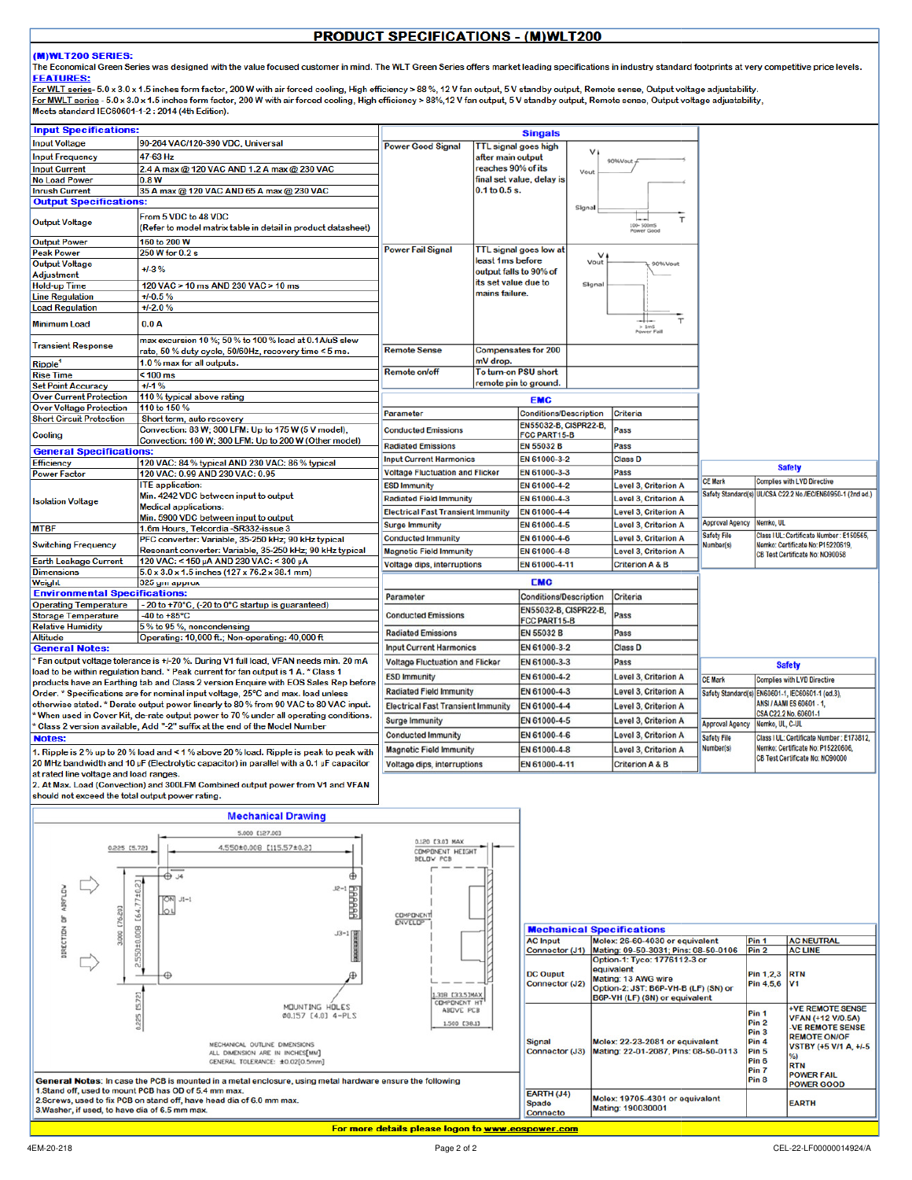# PRODUCT SPECIFICATIONS - (M)WLT200

**(M)WLT200 SERIES:**

The Economical Green Series was designed with the value focused customer in mind. The WLT Green Series offers market leading specifications in industry standard footprints at very competitive price levels.

**FEATURES:**

For WLT series- 5.0 x 3.0 x 1.5 inches form factor, 200 W with air forced cooling, High efficiency > 88 %, 12 V fan output, 5 V standby output, Remote sense, Output voltage adjustability.
For MWLT series - 5.0 x 3.0 x 1.5 inches form factor, 200 W with air forced cooling, High efficiency > 88%,12 V fan output, 5 V standby output, Remote sense, Output voltage adjustability,
Meets standard IEC60601-1-2 : 2014 (4th Edition).

## Input Specifications:

| | |
|---|---|
| Input Voltage | 90-264 VAC/120-390 VDC, Universal |
| Input Frequency | 47-63 Hz |
| Input Current | 2.4 A max @ 120 VAC AND 1.2 A max @ 230 VAC |
| No Load Power | 0.8 W |
| Inrush Current | 35 A max @ 120 VAC AND 65 A max @ 230 VAC |

## Output Specifications:

| | |
|---|---|
| Output Voltage | From 5 VDC to 48 VDC (Refer to model matrix table in detail in product datasheet) |
| Output Power | 160 to 200 W |
| Peak Power | 250 W for 0.2 s |
| Output Voltage Adjustment | +/-3 % |
| Hold-up Time | 120 VAC > 10 ms AND 230 VAC > 10 ms |
| Line Regulation | +/-0.5 % |
| Load Regulation | +/-2.0 % |
| Minimum Load | 0.0 A |
| Transient Response | max excursion 10 %; 50 % to 100 % load at 0.1A/uS slew rate, 50 % duty cycle, 50/60Hz, recovery time < 5 ms. |
| Ripple[1] | 1.0 % max for all outputs. |
| Rise Time | < 100 ms |
| Set Point Accuracy | +/-1 % |
| Over Current Protection | 110 % typical above rating |
| Over Voltage Protection | 110 to 150 % |
| Short Circuit Protection | Short term, auto recovery |
| Cooling | Convection: 83 W; 300 LFM: Up to 175 W (5 V model), Convection: 100 W; 300 LFM: Up to 200 W (Other model) |

## General Specifications:

| | |
|---|---|
| Efficiency | 120 VAC: 84 % typical AND 230 VAC: 86 % typical |
| Power Factor | 120 VAC: 0.99 AND 230 VAC: 0.95 |
| Isolation Voltage | ITE application: Min. 4242 VDC between input to output. Medical applications: Min. 5900 VDC between input to output |
| MTBF | 1.6m Hours, Telcordia -SR332-issue 3 |
| Switching Frequency | PFC converter: Variable, 35-250 kHz; 90 kHz typical. Resonant converter: Variable, 35-250 kHz; 90 kHz typical |
| Earth Leakage Current | 120 VAC: < 150 µA AND 230 VAC: < 300 µA |
| Dimensions | 5.0 x 3.0 x 1.5 inches (127 x 76.2 x 38.1 mm) |
| Weight | 325 gm approx |

## Environmental Specifications:

| | |
|---|---|
| Operating Temperature | - 20 to +70°C, (-20 to 0°C startup is guaranteed) |
| Storage Temperature | -40 to +85°C |
| Relative Humidity | 5 % to 95 %, noncondensing |
| Altitude | Operating: 10,000 ft.; Non-operating: 40,000 ft |

## General Notes:

* Fan output voltage tolerance is +/-20 %. During V1 full load, VFAN needs min. 20 mA load to be within regulation band. * Peak current for fan output is 1 A. * Class 1 products have an Earthing tab and Class 2 version Require with EOS Sales Rep before Order. * Specifications are for nominal input voltage, 25°C and max. load unless otherwise stated. * Derate output power linearly to 80 % from 90 VAC to 80 VAC input. * When used in Cover Kit, de-rate output power to 70 % under all operating conditions. * Class 2 version available, Add "-2" suffix at the end of the Model Number

## Notes:

1. Ripple is 2 % up to 20 % load and < 1 % above 20 % load. Ripple is peak to peak with 20 MHz bandwidth and 10 µF (Electrolytic capacitor) in parallel with a 0.1 µF capacitor at rated line voltage and load ranges.
2. At Max. Load (Convection) and 300LFM Combined output power from V1 and VFAN should not exceed the total output power rating.

## Singals

| | | |
|---|---|---|
| Power Good Signal | TTL signal goes high after main output reaches 90% of its final set value, delay is 0.1 to 0.5 s. | V, Vout, 90%Vout, Signal, T, 100- 500mS Power Good |
| Power Fail Signal | TTL signal goes low at least 1ms before output falls to 90% of its set value due to mains failure. | V, Vout, 90%Vout, Signal, T, > 1mS Power Fail |
| Remote Sense | Compensates for 200 mV drop. | |
| Remote on/off | To turn-on PSU short remote pin to ground. | |

## EMC

| Parameter | Conditions/Description | Criteria |
|---|---|---|
| Conducted Emissions | EN55032-B, CISPR22-B, FCC PART15-B | Pass |
| Radiated Emissions | EN 55032 B | Pass |
| Input Current Harmonics | EN 61000-3-2 | Class D |
| Voltage Fluctuation and Flicker | EN 61000-3-3 | Pass |
| ESD Immunity | EN 61000-4-2 | Level 3, Criterion A |
| Radiated Field Immunity | EN 61000-4-3 | Level 3, Criterion A |
| Electrical Fast Transient Immunity | EN 61000-4-4 | Level 3, Criterion A |
| Surge Immunity | EN 61000-4-5 | Level 3, Criterion A |
| Conducted Immunity | EN 61000-4-6 | Level 3, Criterion A |
| Magnetic Field Immunity | EN 61000-4-8 | Level 3, Criterion A |
| Voltage dips, interruptions | EN 61000-4-11 | Criterion A & B |

## Safety

| | |
|---|---|
| CE Mark | Complies with LVD Directive |
| Safety Standard(s) | UL/CSA C22.2 No./IEC/EN60950-1 (2nd ed.) |
| Approval Agency | Nemko, UL |
| Safety File Number(s) | Class I UL: Certificate Number : E150565, Nemko: Certificate No: P15220619, CB Test Certificate No: NO90058 |

## EMC

| Parameter | Conditions/Description | Criteria |
|---|---|---|
| Conducted Emissions | EN55032-B, CISPR22-B, FCC PART15-B | Pass |
| Radiated Emissions | EN 55032 B | Pass |
| Input Current Harmonics | EN 61000-3-2 | Class D |
| Voltage Fluctuation and Flicker | EN 61000-3-3 | Pass |
| ESD Immunity | EN 61000-4-2 | Level 3, Criterion A |
| Radiated Field Immunity | EN 61000-4-3 | Level 3, Criterion A |
| Electrical Fast Transient Immunity | EN 61000-4-4 | Level 3, Criterion A |
| Surge Immunity | EN 61000-4-5 | Level 3, Criterion A |
| Conducted Immunity | EN 61000-4-6 | Level 3, Criterion A |
| Magnetic Field Immunity | EN 61000-4-8 | Level 3, Criterion A |
| Voltage dips, interruptions | EN 61000-4-11 | Criterion A & B |

## Safety

| | |
|---|---|
| CE Mark | Complies with LVD Directive |
| Safety Standard(s) | EN60601-1, IEC60601-1 (ed.3), ANSI / AAMI ES 60601 - 1, CSA C22.2 No. 60601-1 |
| Approval Agency | Nemko, UL, C-UL |
| Safety File Number(s) | Class I UL: Certificate Number : E173812, Nemko: Certificate No: P15220606, CB Test Certificate No: NO90000 |

## Mechanical Drawing

5.000 [127.00]
0.225 [5.72]
4.550±0.008 [115.57±0.2]
J4
J1-1
J2-1
J3-1
DIRECTION OF AIRFLOW
3.000 [76.20]
2.550±0.008 [64.77±0.2]
0.225 [5.72]
MOUNTING HOLES Ø0.157 [4.0] 4-PLS
0.120 [3.0] MAX COMPONENT HEIGHT BELOW PCB
COMPONENT ENVELOP
1.318 [33.5]MAX COMPONENT HT ABOVE PCB
1.500 [38.1]
MECHANICAL OUTLINE DIMENSIONS
ALL DIMENSION ARE IN INCHES[MM]
GENERAL TOLERANCE: ±0.02[0.5mm]

**General Notes**: In case the PCB is mounted in a metal enclosure, using metal hardware ensure the following
1.Stand off, used to mount PCB has OD of 5.4 mm max.
2.Screws, used to fix PCB on stand off, have head dia of 6.0 mm max.
3.Washer, if used, to have dia of 6.5 mm max.

## Mechanical Specifications

| | | | |
|---|---|---|---|
| AC Input Connector (J1) | Molex: 26-60-4030 or equivalent; Mating: 09-50-3031; Pins: 08-50-0106 | Pin 1, Pin 2 | AC NEUTRAL, AC LINE |
| DC Ouput Connector (J2) | Option-1: Tyco: 1776112-3 or equivalent; Mating: 13 AWG wire; Option-2: JST: B6P-VH-B (LF) (SN) or B6P-VH (LF) (SN) or equivalent | Pin 1,2,3; Pin 4,5,6 | RTN; V1 |
| Signal Connector (J3) | Molex: 22-23-2081 or equivalent; Mating: 22-01-2087, Pins: 08-50-0113 | Pin 1, Pin 2, Pin 3, Pin 4, Pin 5, Pin 6, Pin 7, Pin 8 | +VE REMOTE SENSE, VFAN (+12 V/0.5A), -VE REMOTE SENSE, REMOTE ON/OFF, VSTBY (+5 V/1 A, +/-5 %), RTN, POWER FAIL, POWER GOOD |
| EARTH (J4) Spade Connecto | Molex: 19705-4301 or equivalent; Mating: 190030001 | | EARTH |

For more details please logon to www.eospower.com

4EM-20-218 CEL-22-LF00000014924/A